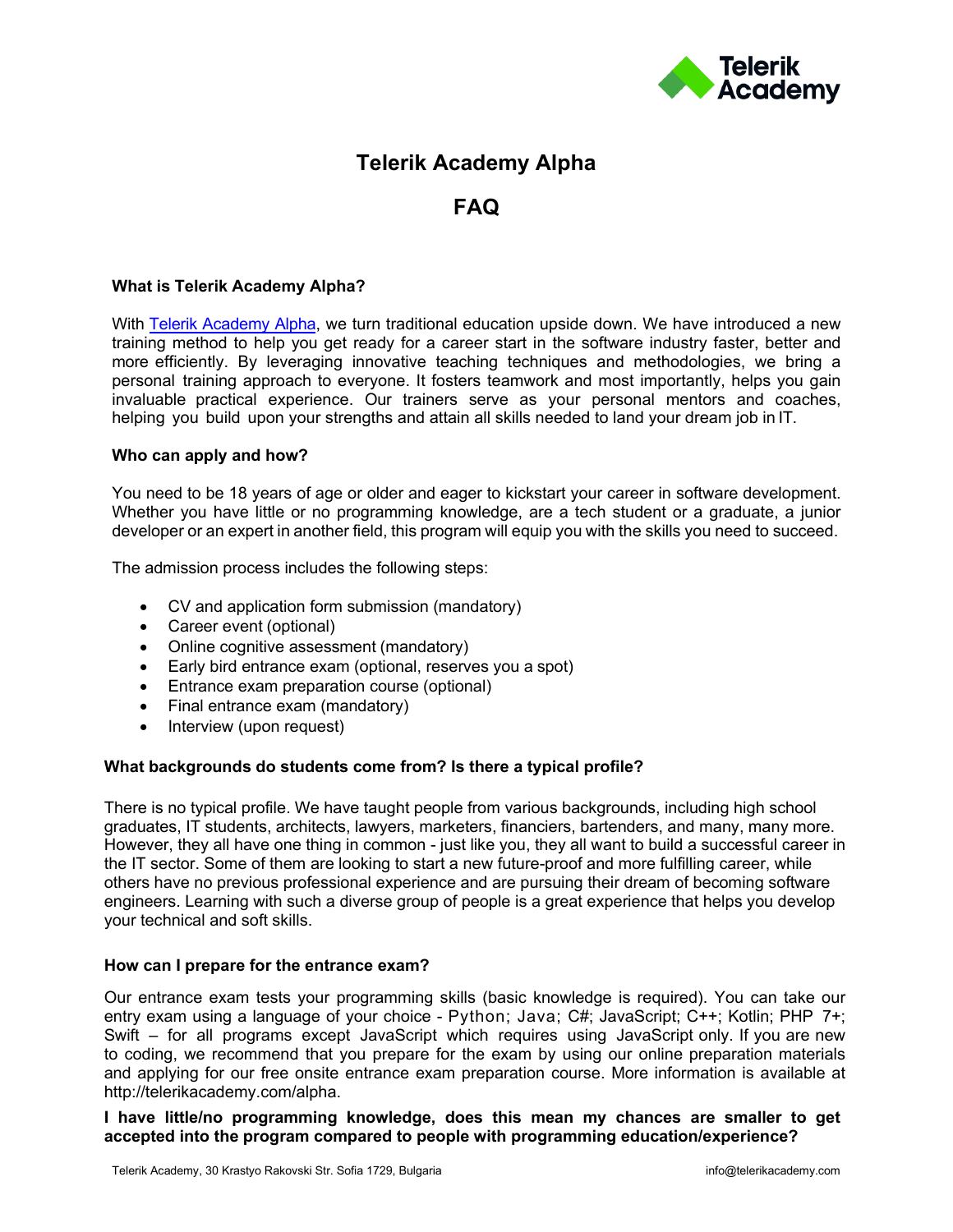# Telerik Academy Alpha

## FAQ

### What is Telerik Academy Alpha?

With [Telerik Academy Alpha](http://telerikacademy.com/alpha), we turn traditional education upside down. We have introduced a new training method to help you get ready for a career start in the software industry faster, better and more efficiently. By leveraging innovative teaching techniques and methodologies, we bring a personal training approach to everyone. It fosters teamwork and most importantly, helps you gain invaluable practical experience. Our trainers serve as your personal mentors and coaches, helping you build upon your strengths and attain all skills needed to land your dream job in IT.

### Who can apply and how?

You need to be 18 years of age or older and eager to kickstart your career in software development. Whether you have little or no programming knowledge, are a tech student or a graduate, a junior developer or an expert in another field, this program will equip you with the skills you need to succeed.

The admission process includes the following steps:

- CV and application form submission (mandatory)
- Career event (optional)
- Online cognitive assessment (mandatory)
- Early bird entrance exam (optional, reserves you a spot)
- Entrance exam preparation course (optional)
- Final entrance exam (mandatory)
- Interview (upon request)

### What backgrounds do students come from? Is there a typical profile?

There is no typical profile. We have taught people from various backgrounds, including high school graduates, IT students, architects, lawyers, marketers, financiers, bartenders, and many, many more. However, they all have one thing in common - just like you, they all want to build a successful career in the IT sector. Some of them are looking to start a new future-proof and more fulfilling career, while others have no previous professional experience and are pursuing their dream of becoming software engineers. Learning with such a diverse group of people is a great experience that helps you develop your technical and soft skills.

### How can I prepare for the entrance exam?

Our entrance exam tests your programming skills (basic knowledge is required). You can take our entry exam using a language of your choice - Python; Java; C#; JavaScript; C++; Kotlin; PHP 7+; Swift – for all programs except JavaScript which requires using JavaScript only. If you are new to coding, we recommend that you prepare for the exam by using our online preparation materials and applying for our free onsite entrance exam preparation course. More information is available at http://telerikacademy.com/alpha.

### I have little/no programming knowledge, does this mean my chances are smaller to get accepted into the program compared to people with programming education/experience?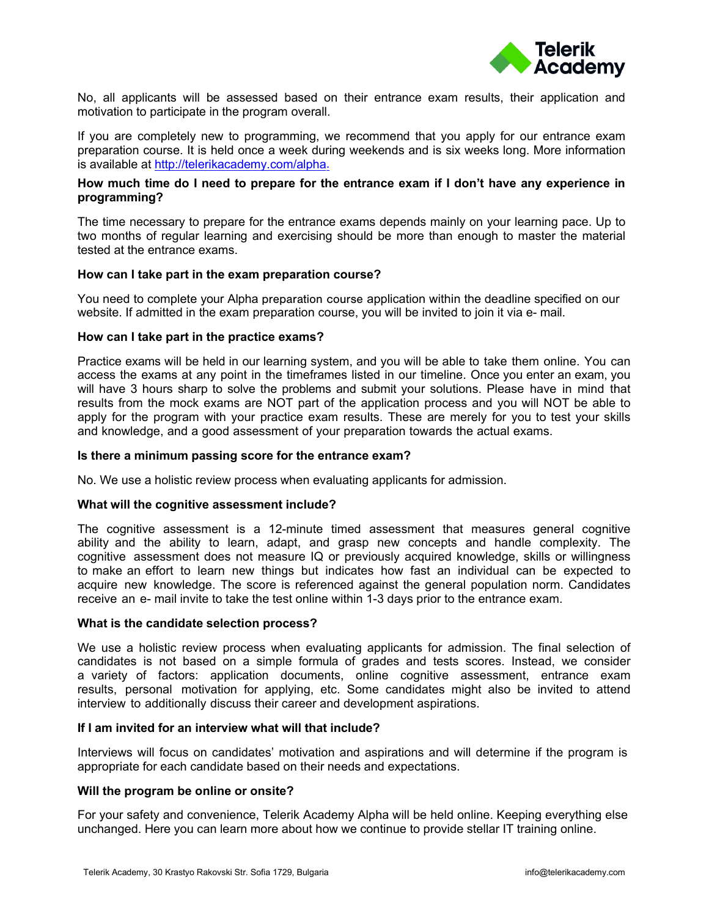No, all applicants will be assessed based on their entrance exam results, their application and motivation to participate in the program overall.

If you are completely new to programming, we recommend that you apply for our entrance exam preparation course. It is held once a week during weekends and is six weeks long. More information is available at [http://telerikacademy.com/alpha.](http://telerikacademy.com/alpha)

**How much time do I need to prepare for the entrance exam if I don't have any experience in programming?**

The time necessary to prepare for the entrance exams depends mainly on your learning pace. Up to two months of regular learning and exercising should be more than enough to master the material tested at the entrance exams.

**How can I take part in the exam preparation course?**

You need to complete your Alpha preparation course application within the deadline specified on our website. If admitted in the exam preparation course, you will be invited to join it via e- mail.

**How can I take part in the practice exams?**

Practice exams will be held in our learning system, and you will be able to take them online. You can access the exams at any point in the timeframes listed in our timeline. Once you enter an exam, you will have 3 hours sharp to solve the problems and submit your solutions. Please have in mind that results from the mock exams are NOT part of the application process and you will NOT be able to apply for the program with your practice exam results. These are merely for you to test your skills and knowledge, and a good assessment of your preparation towards the actual exams.

**Is there a minimum passing score for the entrance exam?**

No. We use a holistic review process when evaluating applicants for admission.

**What will the cognitive assessment include?**

The cognitive assessment is a 12-minute timed assessment that measures general cognitive ability and the ability to learn, adapt, and grasp new concepts and handle complexity. The cognitive assessment does not measure IQ or previously acquired knowledge, skills or willingness to make an effort to learn new things but indicates how fast an individual can be expected to acquire new knowledge. The score is referenced against the general population norm. Candidates receive an e- mail invite to take the test online within 1-3 days prior to the entrance exam.

**What is the candidate selection process?**

We use a holistic review process when evaluating applicants for admission. The final selection of candidates is not based on a simple formula of grades and tests scores. Instead, we consider a variety of factors: application documents, online cognitive assessment, entrance exam results, personal motivation for applying, etc. Some candidates might also be invited to attend interview to additionally discuss their career and development aspirations.

**If I am invited for an interview what will that include?**

Interviews will focus on candidates' motivation and aspirations and will determine if the program is appropriate for each candidate based on their needs and expectations.

**Will the program be online or onsite?**

For your safety and convenience, Telerik Academy Alpha will be held online. Keeping everything else unchanged. Here you can learn more about how we continue to provide stellar IT training online.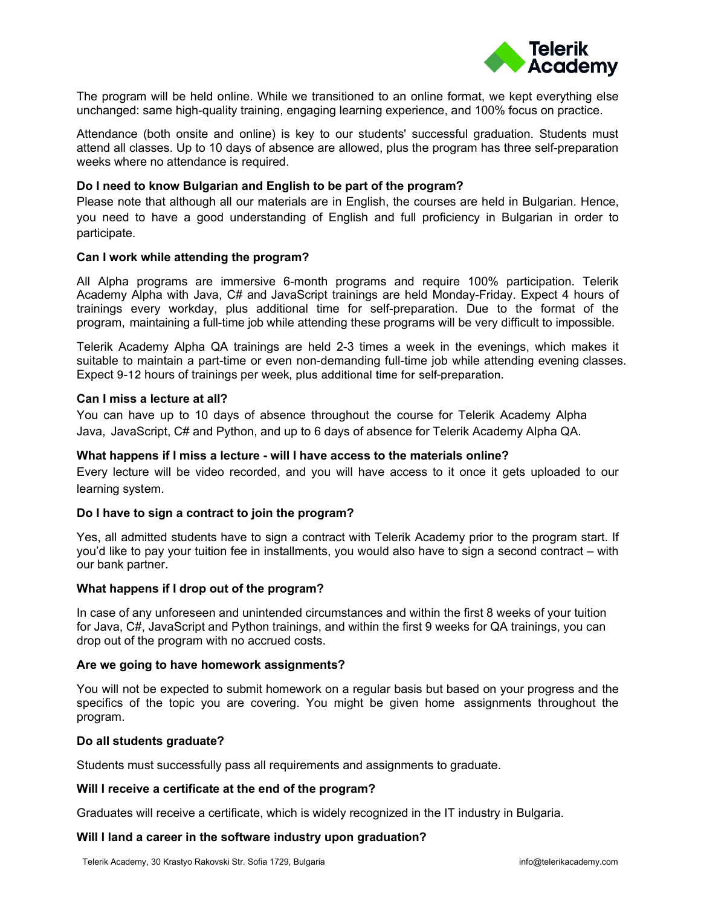The program will be held online. While we transitioned to an online format, we kept everything else unchanged: same high-quality training, engaging learning experience, and 100% focus on practice.

Attendance (both onsite and online) is key to our students' successful graduation. Students must attend all classes. Up to 10 days of absence are allowed, plus the program has three self-preparation weeks where no attendance is required.

**Do I need to know Bulgarian and English to be part of the program?**

Please note that although all our materials are in English, the courses are held in Bulgarian. Hence, you need to have a good understanding of English and full proficiency in Bulgarian in order to participate.

**Can I work while attending the program?**

All Alpha programs are immersive 6-month programs and require 100% participation. Telerik Academy Alpha with Java, C# and JavaScript trainings are held Monday-Friday. Expect 4 hours of trainings every workday, plus additional time for self-preparation. Due to the format of the program, maintaining a full-time job while attending these programs will be very difficult to impossible.

Telerik Academy Alpha QA trainings are held 2-3 times a week in the evenings, which makes it suitable to maintain a part-time or even non-demanding full-time job while attending evening classes. Expect 9-12 hours of trainings per week, plus additional time for self-preparation.

**Can I miss a lecture at all?**

You can have up to 10 days of absence throughout the course for Telerik Academy Alpha Java, JavaScript, C# and Python, and up to 6 days of absence for Telerik Academy Alpha QA.

**What happens if I miss a lecture - will I have access to the materials online?**

Every lecture will be video recorded, and you will have access to it once it gets uploaded to our learning system.

**Do I have to sign a contract to join the program?**

Yes, all admitted students have to sign a contract with Telerik Academy prior to the program start. If you'd like to pay your tuition fee in installments, you would also have to sign a second contract – with our bank partner.

**What happens if I drop out of the program?**

In case of any unforeseen and unintended circumstances and within the first 8 weeks of your tuition for Java, C#, JavaScript and Python trainings, and within the first 9 weeks for QA trainings, you can drop out of the program with no accrued costs.

**Are we going to have homework assignments?**

You will not be expected to submit homework on a regular basis but based on your progress and the specifics of the topic you are covering. You might be given home assignments throughout the program.

**Do all students graduate?**

Students must successfully pass all requirements and assignments to graduate.

**Will I receive a certificate at the end of the program?**

Graduates will receive a certificate, which is widely recognized in the IT industry in Bulgaria.

**Will I land a career in the software industry upon graduation?**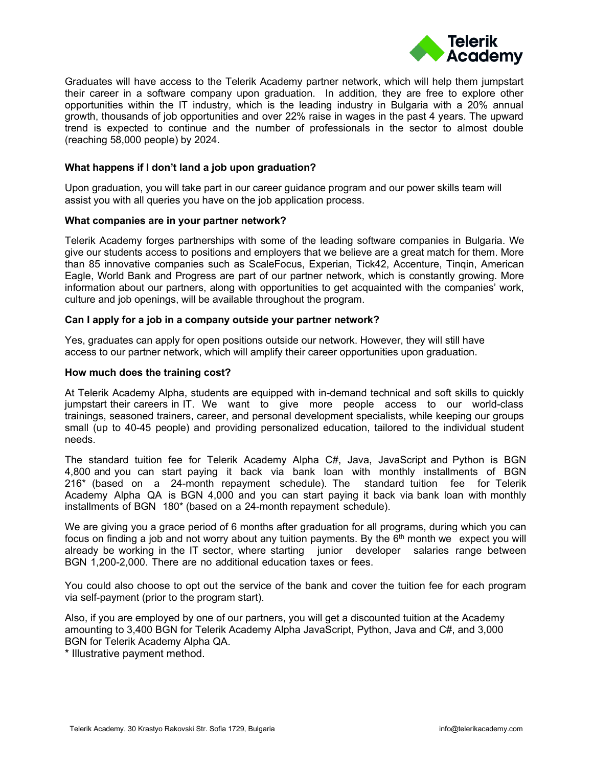Graduates will have access to the Telerik Academy partner network, which will help them jumpstart their career in a software company upon graduation. In addition, they are free to explore other opportunities within the IT industry, which is the leading industry in Bulgaria with a 20% annual growth, thousands of job opportunities and over 22% raise in wages in the past 4 years. The upward trend is expected to continue and the number of professionals in the sector to almost double (reaching 58,000 people) by 2024.

**What happens if I don't land a job upon graduation?**

Upon graduation, you will take part in our career guidance program and our power skills team will assist you with all queries you have on the job application process.

**What companies are in your partner network?**

Telerik Academy forges partnerships with some of the leading software companies in Bulgaria. We give our students access to positions and employers that we believe are a great match for them. More than 85 innovative companies such as ScaleFocus, Experian, Tick42, Accenture, Tinqin, American Eagle, World Bank and Progress are part of our partner network, which is constantly growing. More information about our partners, along with opportunities to get acquainted with the companies' work, culture and job openings, will be available throughout the program.

**Can I apply for a job in a company outside your partner network?**

Yes, graduates can apply for open positions outside our network. However, they will still have access to our partner network, which will amplify their career opportunities upon graduation.

**How much does the training cost?**

At Telerik Academy Alpha, students are equipped with in-demand technical and soft skills to quickly jumpstart their careers in IT. We want to give more people access to our world-class trainings, seasoned trainers, career, and personal development specialists, while keeping our groups small (up to 40-45 people) and providing personalized education, tailored to the individual student needs.

The standard tuition fee for Telerik Academy Alpha C#, Java, JavaScript and Python is BGN 4,800 and you can start paying it back via bank loan with monthly installments of BGN 216* (based on a 24-month repayment schedule). The standard tuition fee for Telerik Academy Alpha QA is BGN 4,000 and you can start paying it back via bank loan with monthly installments of BGN 180* (based on a 24-month repayment schedule).

We are giving you a grace period of 6 months after graduation for all programs, during which you can focus on finding a job and not worry about any tuition payments. By the 6th month we expect you will already be working in the IT sector, where starting junior developer salaries range between BGN 1,200-2,000. There are no additional education taxes or fees.

You could also choose to opt out the service of the bank and cover the tuition fee for each program via self-payment (prior to the program start).

Also, if you are employed by one of our partners, you will get a discounted tuition at the Academy amounting to 3,400 BGN for Telerik Academy Alpha JavaScript, Python, Java and C#, and 3,000 BGN for Telerik Academy Alpha QA.

* Illustrative payment method.